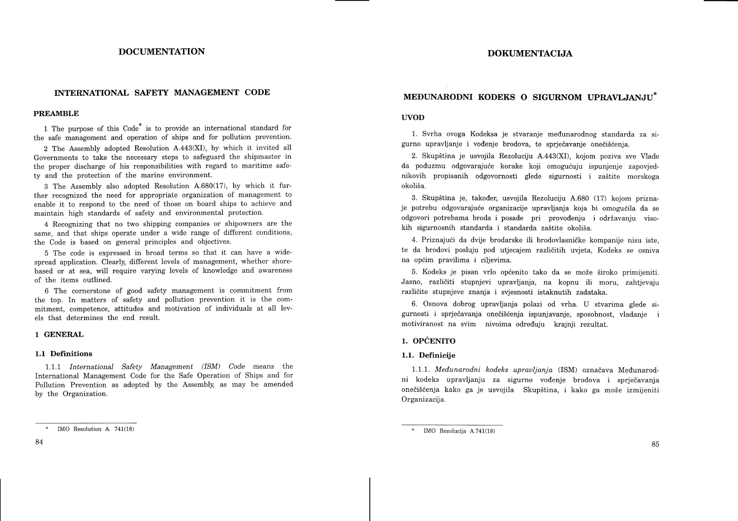# DOCUMENTATION

## INTERNATIONAL SAFETY MANAGEMENT CODE

### PREAMBLE

1 The purpose of this Code[*] is to provide an international standard for the safe management and operation of ships and for pollution prevention.

2 The Assembly adopted Resolution A.443(XI), by which it invited all Governments to take the necessary steps to safeguard the shipmaster in the proper discharge of his responsibilities with regard to maritime safety and the protection of the marine environment.

3 The Assembly also adopted Resolution A.680(17), by which it further recognized the need for appropriate organization of management to enable it to respond to the need of those on board ships to achieve and maintain high standards of safety and environmental protection.

4 Recognizing that no two shipping companies or shipowners are the same, and that ships operate under a wide range of different conditions, the Code is based on general principles and objectives.

5 The code is expressed in broad terms so that it can have a widespread application. Clearly, different levels of management, whether shore-based or at sea, will require varying levels of knowledge and awareness of the items outlined.

6 The cornerstone of good safety management is commitment from the top. In matters of safety and pollution prevention it is the commitment, competence, attitudes and motivation of individuals at all levels that determines the end result.

### 1 GENERAL

#### 1.1 Definitions

1.1.1 *International Safety Management (ISM) Code* means the International Management Code for the Safe Operation of Ships and for Pollution Prevention as adopted by the Assembly, as may be amended by the Organization.

[*] IMO Resolution A. 741(18)

# DOKUMENTACIJA

## MEĐUNARODNI KODEKS O SIGURNOM UPRAVLJANJU[*]

### UVOD

1. Svrha ovoga Kodeksa je stvaranje međunarodnog standarda za sigurno upravljanje i vođenje brodova, te sprječavanje onečišćenja.

2. Skupština je usvojila Rezoluciju A.443(XI), kojom poziva sve Vlade da poduzmu odgovarajuće korake koji omogućuju ispunjenje zapovjednikovih propisanih odgovornosti glede sigurnosti i zaštite morskoga okoliša.

3. Skupština je, također, usvojila Rezoluciju A.680 (17) kojom priznaje potrebu odgovarajuće organizacije upravljanja koja bi omogućila da se odgovori potrebama broda i posade pri provođenju i održavanju visokih sigurnosnih standarda i standarda zaštite okoliša.

4. Priznajući da dvije brodarske ili brodovlasničke kompanije nisu iste, te da brodovi posluju pod utjecajem različitih uvjeta, Kodeks se osniva na općim pravilima i ciljevima.

5. Kodeks je pisan vrlo općenito tako da se može široko primijeniti. Jasno, različiti stupnjevi upravljanja, na kopnu ili moru, zahtjevaju različite stupnjeve znanja i svjesnosti istaknutih zadataka.

6. Osnova dobrog upravljanja polazi od vrha. U stvarima glede sigurnosti i sprječavanja onečišćenja ispunjavanje, sposobnost, vladanje i motiviranost na svim nivoima određuju krajnji rezultat.

### 1. OPĆENITO

#### 1.1. Definicije

1.1.1. *Međunarodni kodeks upravljanja* (ISM) označava Međunarodni kodeks upravljanju za sigurno vođenje brodova i sprječavanja onečišćenja kako ga je usvojila Skupština, i kako ga može izmijeniti Organizacija.

[*] IMO Rezolucija A.741(18)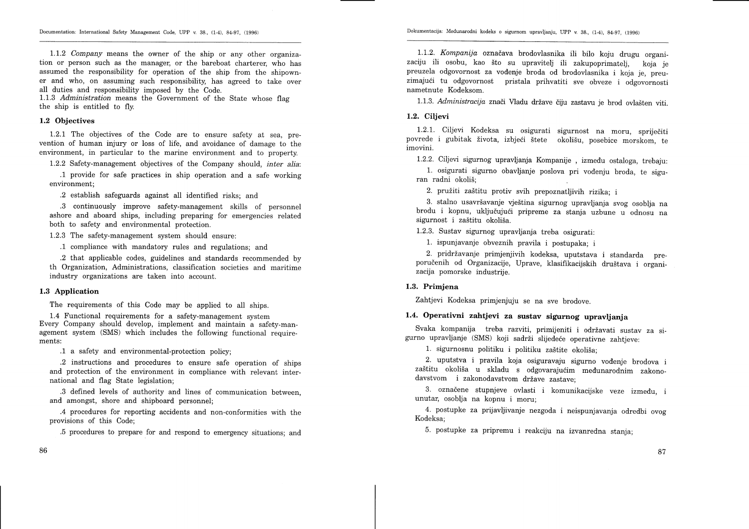1.1.2 *Company* means the owner of the ship or any other organization or person such as the manager, or the bareboat charterer, who has assumed the responsibility for operation of the ship from the shipowner and who, on assuming such responsibility, has agreed to take over all duties and responsibility imposed by the Code.

1.1.3 *Administration* means the Government of the State whose flag the ship is entitled to fly.

### 1.2 Objectives

1.2.1 The objectives of the Code are to ensure safety at sea, prevention of human injury or loss of life, and avoidance of damage to the environment, in particular to the marine environment and to property.

1.2.2 Safety-management objectives of the Company should, *inter alia*:

.1 provide for safe practices in ship operation and a safe working environment;

.2 establish safeguards against all identified risks; and

.3 continuously improve safety-management skills of personnel ashore and aboard ships, including preparing for emergencies related both to safety and environmental protection.

1.2.3 The safety-management system should ensure:

.1 compliance with mandatory rules and regulations; and

.2 that applicable codes, guidelines and standards recommended by th Organization, Administrations, classification societies and maritime industry organizations are taken into account.

### 1.3 Application

The requirements of this Code may be applied to all ships.

1.4 Functional requirements for a safety-management system

Every Company should develop, implement and maintain a safety-management system (SMS) which includes the following functional requirements:

.1 a safety and environmental-protection policy;

.2 instructions and procedures to ensure safe operation of ships and protection of the environment in compliance with relevant international and flag State legislation;

.3 defined levels of authority and lines of communication between, and amongst, shore and shipboard personnel;

.4 procedures for reporting accidents and non-conformities with the provisions of this Code;

.5 procedures to prepare for and respond to emergency situations; and

1.1.2. *Kompanija* označava brodovlasnika ili bilo koju drugu organizaciju ili osobu, kao što su upravitelj ili zakupoprimatelj, koja je preuzela odgovornost za vođenje broda od brodovlasnika i koja je, preuzimajući tu odgovornost pristala prihvatiti sve obveze i odgovornosti nametnute Kodeksom.

1.1.3. *Administracija* znači Vladu države čiju zastavu je brod ovlašten viti.

### 1.2. Ciljevi

1.2.1. Ciljevi Kodeksa su osigurati sigurnost na moru, spriječiti povrede i gubitak života, izbjeći štete okolišu, posebice morskom, te imovini.

1.2.2. Ciljevi sigurnog upravljanja Kompanije , između ostaloga, trebaju:

1. osigurati sigurno obavljanje poslova pri vođenju broda, te siguran radni okoliš;

2. pružiti zaštitu protiv svih prepoznatljivih rizika; i

3. stalno usavršavanje vještina sigurnog upravljanja svog osoblja na brodu i kopnu, uključujući pripreme za stanja uzbune u odnosu na sigurnost i zaštitu okoliša.

1.2.3. Sustav sigurnog upravljanja treba osigurati:

1. ispunjavanje obveznih pravila i postupaka; i

2. pridržavanje primjenjivih kodeksa, uputstava i standarda preporučenih od Organizacije, Uprave, klasifikacijskih društava i organizacija pomorske industrije.

### 1.3. Primjena

Zahtjevi Kodeksa primjenjuju se na sve brodove.

### 1.4. Operativni zahtjevi za sustav sigurnog upravljanja

Svaka kompanija treba razviti, primijeniti i održavati sustav za sigurno upravljanje (SMS) koji sadrži slijedeće operativne zahtjeve:

1. sigurnosnu politiku i politiku zaštite okoliša;

2. uputstva i pravila koja osiguravaju sigurno vođenje brodova i zaštitu okoliša u skladu s odgovarajućim međunarodnim zakonodavstvom i zakonodavstvom države zastave;

3. označene stupnjeve ovlasti i komunikacijske veze između, i unutar, osoblja na kopnu i moru;

4. postupke za prijavljivanje nezgoda i neispunjavanja odredbi ovog Kodeksa;

5. postupke za pripremu i reakciju na izvanredna stanja;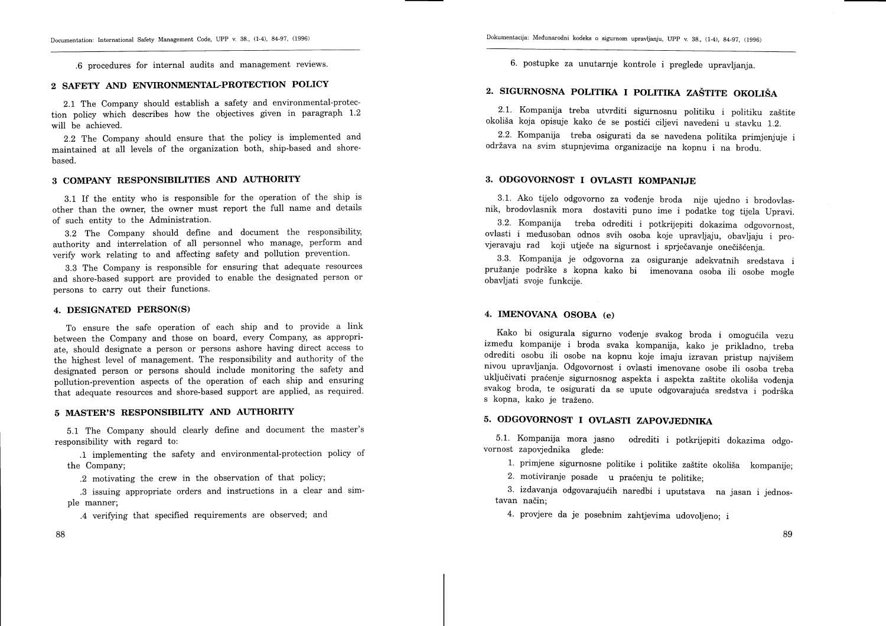.6 procedures for internal audits and management reviews.

## 2 SAFETY AND ENVIRONMENTAL-PROTECTION POLICY

2.1 The Company should establish a safety and environmental-protection policy which describes how the objectives given in paragraph 1.2 will be achieved.

2.2 The Company should ensure that the policy is implemented and maintained at all levels of the organization both, ship-based and shore-based.

## 3 COMPANY RESPONSIBILITIES AND AUTHORITY

3.1 If the entity who is responsible for the operation of the ship is other than the owner, the owner must report the full name and details of such entity to the Administration.

3.2 The Company should define and document the responsibility, authority and interrelation of all personnel who manage, perform and verify work relating to and affecting safety and pollution prevention.

3.3 The Company is responsible for ensuring that adequate resources and shore-based support are provided to enable the designated person or persons to carry out their functions.

## 4. DESIGNATED PERSON(S)

To ensure the safe operation of each ship and to provide a link between the Company and those on board, every Company, as appropriate, should designate a person or persons ashore having direct access to the highest level of management. The responsibility and authority of the designated person or persons should include monitoring the safety and pollution-prevention aspects of the operation of each ship and ensuring that adequate resources and shore-based support are applied, as required.

## 5 MASTER'S RESPONSIBILITY AND AUTHORITY

5.1 The Company should clearly define and document the master's responsibility with regard to:

.1 implementing the safety and environmental-protection policy of the Company;

.2 motivating the crew in the observation of that policy;

.3 issuing appropriate orders and instructions in a clear and simple manner;

.4 verifying that specified requirements are observed; and

6. postupke za unutarnje kontrole i preglede upravljanja.

## 2. SIGURNOSNA POLITIKA I POLITIKA ZAŠTITE OKOLIŠA

2.1. Kompanija treba utvrditi sigurnosnu politiku i politiku zaštite okoliša koja opisuje kako će se postići ciljevi navedeni u stavku 1.2.

2.2. Kompanija treba osigurati da se navedena politika primjenjuje i održava na svim stupnjevima organizacije na kopnu i na brodu.

## 3. ODGOVORNOST I OVLASTI KOMPANIJE

3.1. Ako tijelo odgovorno za vođenje broda nije ujedno i brodovlasnik, brodovlasnik mora dostaviti puno ime i podatke tog tijela Upravi.

3.2. Kompanija treba odrediti i potkrijepiti dokazima odgovornost, ovlasti i međusoban odnos svih osoba koje upravljaju, obavljaju i provjeravaju rad koji utječe na sigurnost i sprječavanje onečišćenja.

3.3. Kompanija je odgovorna za osiguranje adekvatnih sredstava i pružanje podrške s kopna kako bi imenovana osoba ili osobe mogle obavljati svoje funkcije.

## 4. IMENOVANA OSOBA (e)

Kako bi osigurala sigurno vođenje svakog broda i omogućila vezu između kompanije i broda svaka kompanija, kako je prikladno, treba odrediti osobu ili osobe na kopnu koje imaju izravan pristup najvišem nivou upravljanja. Odgovornost i ovlasti imenovane osobe ili osoba treba uključivati praćenje sigurnosnog aspekta i aspekta zaštite okoliša vođenja svakog broda, te osigurati da se upute odgovarajuća sredstva i podrška s kopna, kako je traženo.

## 5. ODGOVORNOST I OVLASTI ZAPOVJEDNIKA

5.1. Kompanija mora jasno odrediti i potkrijepiti dokazima odgovornost zapovjednika glede:

1. primjene sigurnosne politike i politike zaštite okoliša kompanije;

2. motiviranje posade u praćenju te politike;

3. izdavanja odgovarajućih naredbi i uputstava na jasan i jednostavan način;

4. provjere da je posebnim zahtjevima udovoljeno; i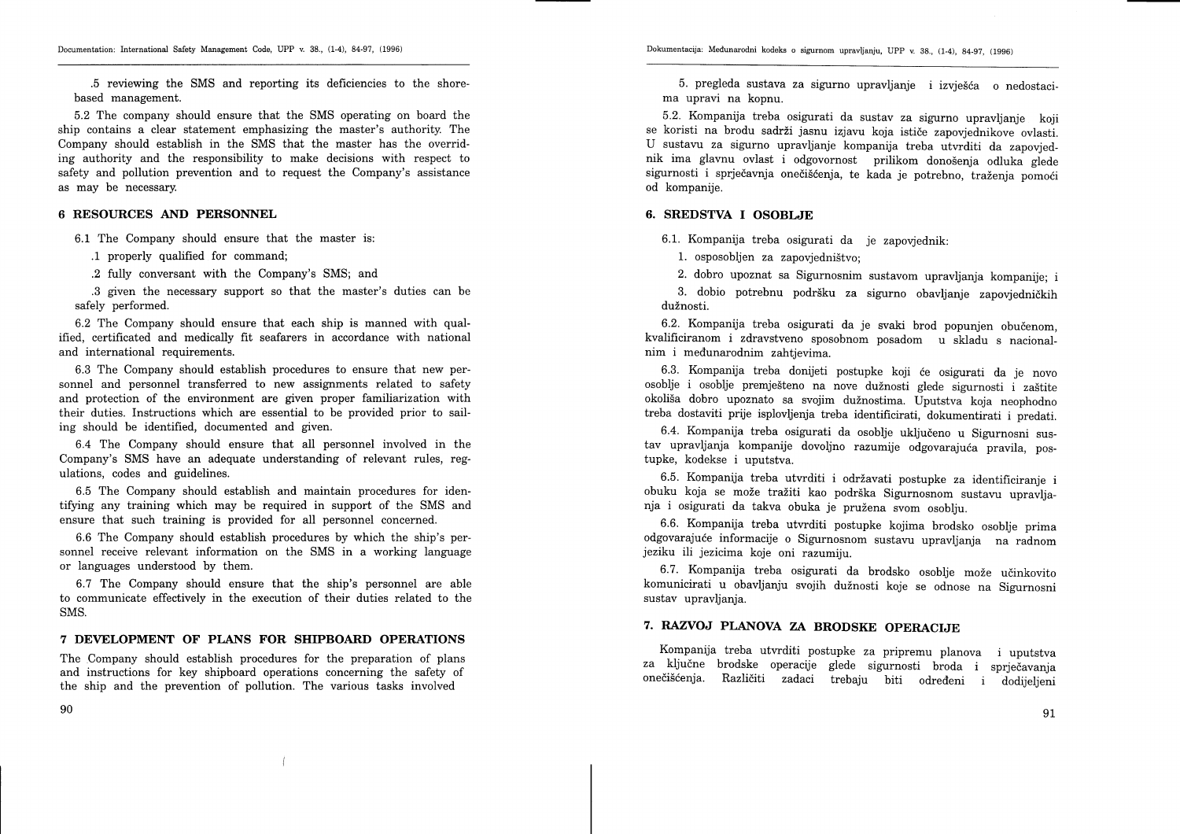.5 reviewing the SMS and reporting its deficiencies to the shore-based management.

5.2 The company should ensure that the SMS operating on board the ship contains a clear statement emphasizing the master's authority. The Company should establish in the SMS that the master has the overriding authority and the responsibility to make decisions with respect to safety and pollution prevention and to request the Company's assistance as may be necessary.

## 6 RESOURCES AND PERSONNEL

6.1 The Company should ensure that the master is:

.1 properly qualified for command;

.2 fully conversant with the Company's SMS; and

.3 given the necessary support so that the master's duties can be safely performed.

6.2 The Company should ensure that each ship is manned with qualified, certificated and medically fit seafarers in accordance with national and international requirements.

6.3 The Company should establish procedures to ensure that new personnel and personnel transferred to new assignments related to safety and protection of the environment are given proper familiarization with their duties. Instructions which are essential to be provided prior to sailing should be identified, documented and given.

6.4 The Company should ensure that all personnel involved in the Company's SMS have an adequate understanding of relevant rules, regulations, codes and guidelines.

6.5 The Company should establish and maintain procedures for identifying any training which may be required in support of the SMS and ensure that such training is provided for all personnel concerned.

6.6 The Company should establish procedures by which the ship's personnel receive relevant information on the SMS in a working language or languages understood by them.

6.7 The Company should ensure that the ship's personnel are able to communicate effectively in the execution of their duties related to the SMS.

## 7 DEVELOPMENT OF PLANS FOR SHIPBOARD OPERATIONS

The Company should establish procedures for the preparation of plans and instructions for key shipboard operations concerning the safety of the ship and the prevention of pollution. The various tasks involved

5. pregleda sustava za sigurno upravljanje i izvješća o nedostacima upravi na kopnu.

5.2. Kompanija treba osigurati da sustav za sigurno upravljanje koji se koristi na brodu sadrži jasnu izjavu koja ističe zapovjednikove ovlasti. U sustavu za sigurno upravljanje kompanija treba utvrditi da zapovjednik ima glavnu ovlast i odgovornost prilikom donošenja odluka glede sigurnosti i sprječavnja onečišćenja, te kada je potrebno, traženja pomoći od kompanije.

## 6. SREDSTVA I OSOBLJE

6.1. Kompanija treba osigurati da je zapovjednik:

1. osposobljen za zapovjedništvo;

2. dobro upoznat sa Sigurnosnim sustavom upravljanja kompanije; i

3. dobio potrebnu podršku za sigurno obavljanje zapovjedničkih dužnosti.

6.2. Kompanija treba osigurati da je svaki brod popunjen obučenom, kvalificiranom i zdravstveno sposobnom posadom u skladu s nacionalnim i međunarodnim zahtjevima.

6.3. Kompanija treba donijeti postupke koji će osigurati da je novo osoblje i osoblje premješteno na nove dužnosti glede sigurnosti i zaštite okoliša dobro upoznato sa svojim dužnostima. Uputstva koja neophodno treba dostaviti prije isplovljenja treba identificirati, dokumentirati i predati.

6.4. Kompanija treba osigurati da osoblje uključeno u Sigurnosni sustav upravljanja kompanije dovoljno razumije odgovarajuća pravila, postupke, kodekse i uputstva.

6.5. Kompanija treba utvrditi i održavati postupke za identificiranje i obuku koja se može tražiti kao podrška Sigurnosnom sustavu upravljanja i osigurati da takva obuka je pružena svom osoblju.

6.6. Kompanija treba utvrditi postupke kojima brodsko osoblje prima odgovarajuće informacije o Sigurnosnom sustavu upravljanja na radnom jeziku ili jezicima koje oni razumiju.

6.7. Kompanija treba osigurati da brodsko osoblje može učinkovito komunicirati u obavljanju svojih dužnosti koje se odnose na Sigurnosni sustav upravljanja.

## 7. RAZVOJ PLANOVA ZA BRODSKE OPERACIJE

Kompanija treba utvrditi postupke za pripremu planova i uputstva za ključne brodske operacije glede sigurnosti broda i sprječavanja onečišćenja. Različiti zadaci trebaju biti određeni i dodijeljeni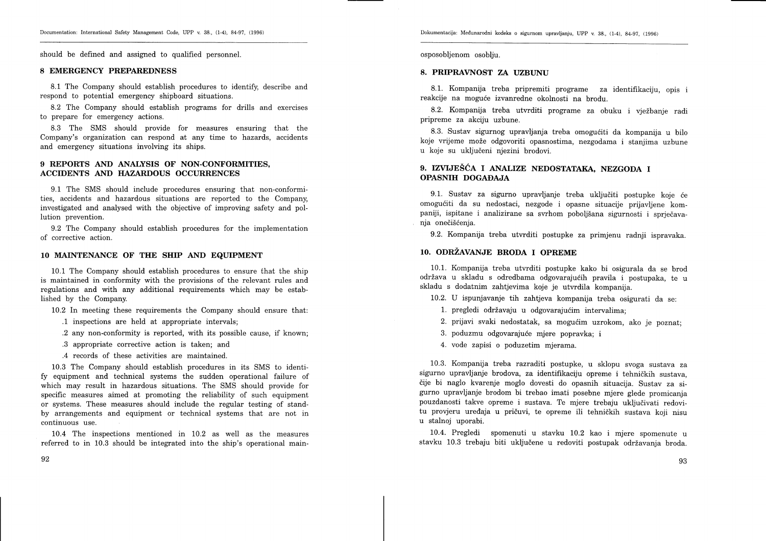should be defined and assigned to qualified personnel.

## 8 EMERGENCY PREPAREDNESS

8.1 The Company should establish procedures to identify, describe and respond to potential emergency shipboard situations.

8.2 The Company should establish programs for drills and exercises to prepare for emergency actions.

8.3 The SMS should provide for measures ensuring that the Company's organization can respond at any time to hazards, accidents and emergency situations involving its ships.

## 9 REPORTS AND ANALYSIS OF NON-CONFORMITIES, ACCIDENTS AND HAZARDOUS OCCURRENCES

9.1 The SMS should include procedures ensuring that non-conformities, accidents and hazardous situations are reported to the Company, investigated and analysed with the objective of improving safety and pollution prevention.

9.2 The Company should establish procedures for the implementation of corrective action.

## 10 MAINTENANCE OF THE SHIP AND EQUIPMENT

10.1 The Company should establish procedures to ensure that the ship is maintained in conformity with the provisions of the relevant rules and regulations and with any additional requirements which may be established by the Company.

10.2 In meeting these requirements the Company should ensure that:

.1 inspections are held at appropriate intervals;

.2 any non-conformity is reported, with its possible cause, if known;

.3 appropriate corrective action is taken; and

.4 records of these activities are maintained.

10.3 The Company should establish procedures in its SMS to identify equipment and technical systems the sudden operational failure of which may result in hazardous situations. The SMS should provide for specific measures aimed at promoting the reliability of such equipment or systems. These measures should include the regular testing of stand-by arrangements and equipment or technical systems that are not in continuous use.

10.4 The inspections mentioned in 10.2 as well as the measures referred to in 10.3 should be integrated into the ship's operational main-

osposobljenom osoblju.

## 8. PRIPRAVNOST ZA UZBUNU

8.1. Kompanija treba pripremiti programe za identifikaciju, opis i reakcije na moguće izvanredne okolnosti na brodu.

8.2. Kompanija treba utvrditi programe za obuku i vježbanje radi pripreme za akciju uzbune.

8.3. Sustav sigurnog upravljanja treba omogućiti da kompanija u bilo koje vrijeme može odgovoriti opasnostima, nezgodama i stanjima uzbune u koje su uključeni njezini brodovi.

## 9. IZVJEŠĆA I ANALIZE NEDOSTATAKA, NEZGODA I OPASNIH DOGAĐAJA

9.1. Sustav za sigurno upravljanje treba uključiti postupke koje će omogućiti da su nedostaci, nezgode i opasne situacije prijavljene kompaniji, ispitane i analizirane sa svrhom poboljšana sigurnosti i sprječavanja onečišćenja.

9.2. Kompanija treba utvrditi postupke za primjenu radnji ispravaka.

## 10. ODRŽAVANJE BRODA I OPREME

10.1. Kompanija treba utvrditi postupke kako bi osigurala da se brod održava u skladu s odredbama odgovarajućih pravila i postupaka, te u skladu s dodatnim zahtjevima koje je utvrdila kompanija.

10.2. U ispunjavanje tih zahtjeva kompanija treba osigurati da se:

1. pregledi održavaju u odgovarajućim intervalima;
2. prijavi svaki nedostatak, sa mogućim uzrokom, ako je poznat;
3. poduzmu odgovarajuće mjere popravka; i
4. vode zapisi o poduzetim mjerama.

10.3. Kompanija treba razraditi postupke, u sklopu svoga sustava za sigurno upravljanje brodova, za identifikaciju opreme i tehničkih sustava, čije bi naglo kvarenje moglo dovesti do opasnih situacija. Sustav za sigurno upravljanje brodom bi trebao imati posebne mjere glede promicanja pouzdanosti takve opreme i sustava. Te mjere trebaju uključivati redovitu provjeru uređaja u pričuvi, te opreme ili tehničkih sustava koji nisu u stalnoj uporabi.

10.4. Pregledi spomenuti u stavku 10.2 kao i mjere spomenute u stavku 10.3 trebaju biti uključene u redoviti postupak održavanja broda.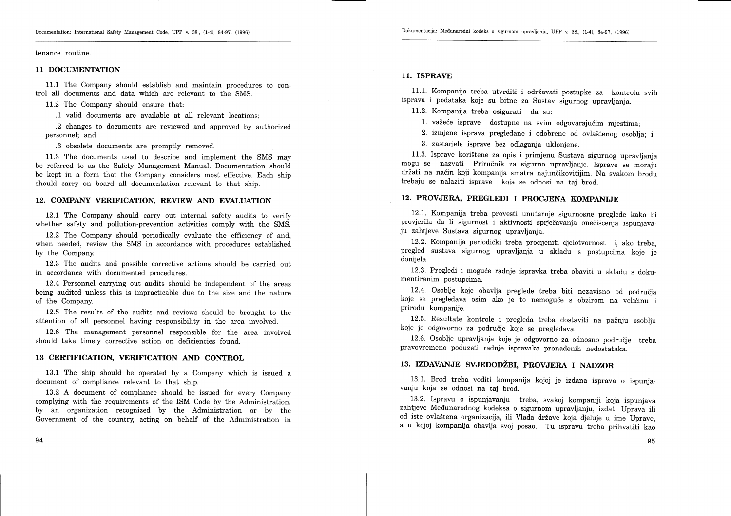tenance routine.

## 11 DOCUMENTATION

11.1 The Company should establish and maintain procedures to control all documents and data which are relevant to the SMS.

11.2 The Company should ensure that:

.1 valid documents are available at all relevant locations;

.2 changes to documents are reviewed and approved by authorized personnel; and

.3 obsolete documents are promptly removed.

11.3 The documents used to describe and implement the SMS may be referred to as the Safety Management Manual. Documentation should be kept in a form that the Company considers most effective. Each ship should carry on board all documentation relevant to that ship.

## 12. COMPANY VERIFICATION, REVIEW AND EVALUATION

12.1 The Company should carry out internal safety audits to verify whether safety and pollution-prevention activities comply with the SMS.

12.2 The Company should periodically evaluate the efficiency of and, when needed, review the SMS in accordance with procedures established by the Company.

12.3 The audits and possible corrective actions should be carried out in accordance with documented procedures.

12.4 Personnel carrying out audits should be independent of the areas being audited unless this is impracticable due to the size and the nature of the Company.

12.5 The results of the audits and reviews should be brought to the attention of all personnel having responsibility in the area involved.

12.6 The management personnel responsible for the area involved should take timely corrective action on deficiencies found.

## 13 CERTIFICATION, VERIFICATION AND CONTROL

13.1 The ship should be operated by a Company which is issued a document of compliance relevant to that ship.

13.2 A document of compliance should be issued for every Company complying with the requirements of the ISM Code by the Administration, by an organization recognized by the Administration or by the Government of the country, acting on behalf of the Administration in

## 11. ISPRAVE

11.1. Kompanija treba utvrditi i održavati postupke za kontrolu svih isprava i podataka koje su bitne za Sustav sigurnog upravljanja.

11.2. Kompanija treba osigurati da su:

1. važeće isprave dostupne na svim odgovarajućim mjestima;
2. izmjene isprava pregledane i odobrene od ovlaštenog osoblja; i
3. zastarjele isprave bez odlaganja uklonjene.

11.3. Isprave korištene za opis i primjenu Sustava sigurnog upravljanja mogu se nazvati Priručnik za sigurno upravljanje. Isprave se moraju držati na način koji kompanija smatra najunčikovitijim. Na svakom brodu trebaju se nalaziti isprave koja se odnosi na taj brod.

## 12. PROVJERA, PREGLEDI I PROCJENA KOMPANIJE

12.1. Kompanija treba provesti unutarnje sigurnosne preglede kako bi provjerila da li sigurnost i aktivnosti sprječavanja onečišćenja ispunjavaju zahtjeve Sustava sigurnog upravljanja.

12.2. Kompanija periodički treba procijeniti djelotvornost i, ako treba, pregled sustava sigurnog upravljanja u skladu s postupcima koje je donijela

12.3. Pregledi i moguće radnje ispravka treba obaviti u skladu s dokumentiranim postupcima.

12.4. Osoblje koje obavlja preglede treba biti nezavisno od područja koje se pregledava osim ako je to nemoguće s obzirom na veličinu i prirodu kompanije.

12.5. Rezultate kontrole i pregleda treba dostaviti na pažnju osoblju koje je odgovorno za područje koje se pregledava.

12.6. Osoblje upravljanja koje je odgovorno za odnosno područje treba pravovremeno poduzeti radnje ispravaka pronađenih nedostataka.

## 13. IZDAVANJE SVJEDODŽBI, PROVJERA I NADZOR

13.1. Brod treba voditi kompanija kojoj je izdana isprava o ispunjavanju koja se odnosi na taj brod.

13.2. Ispravu o ispunjavanju treba, svakoj kompaniji koja ispunjava zahtjeve Međunarodnog kodeksa o sigurnom upravljanju, izdati Uprava ili od iste ovlaštena organizacija, ili Vlada države koja djeluje u ime Uprave, a u kojoj kompanija obavlja svoj posao. Tu ispravu treba prihvatiti kao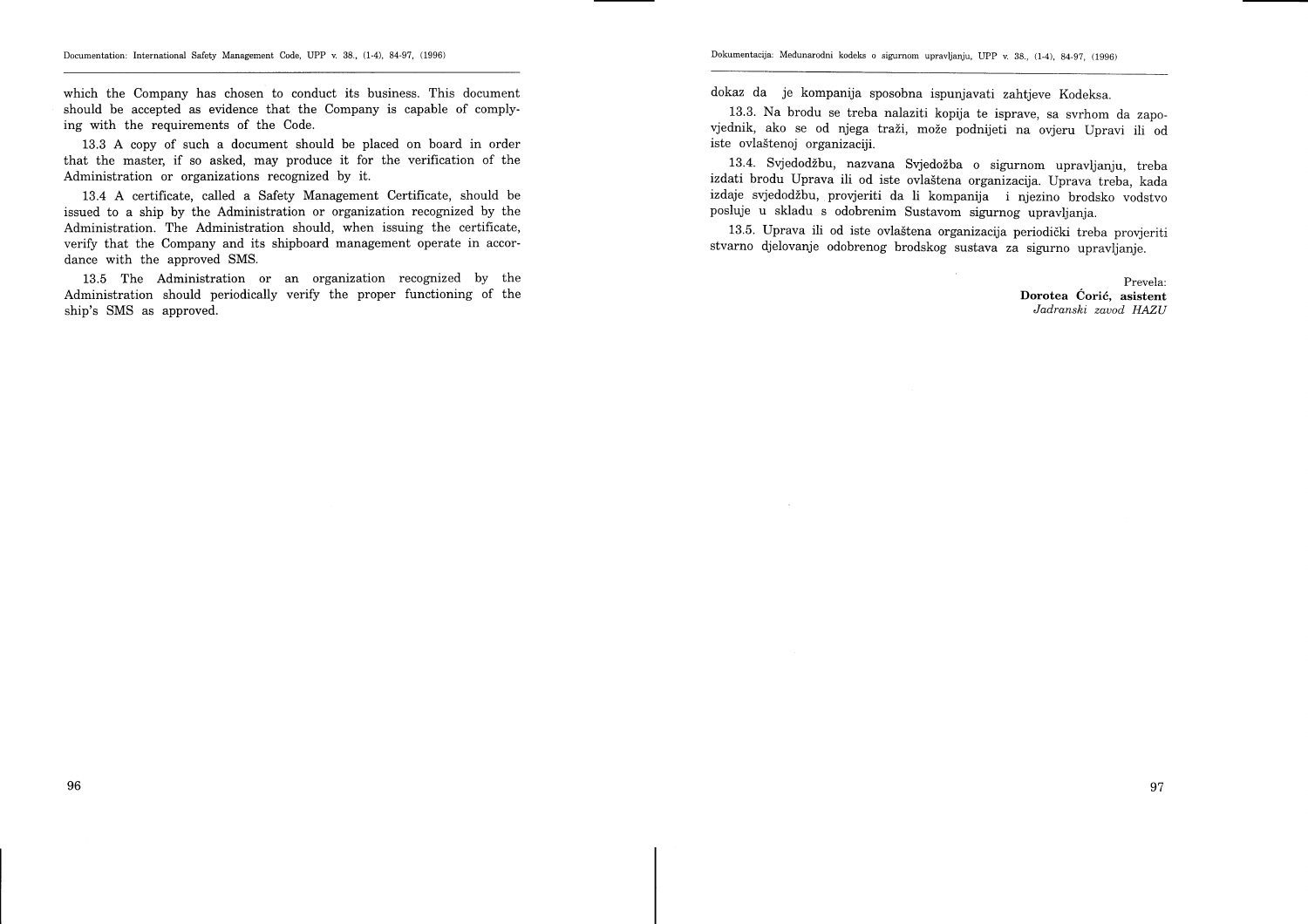which the Company has chosen to conduct its business. This document should be accepted as evidence that the Company is capable of complying with the requirements of the Code.

13.3 A copy of such a document should be placed on board in order that the master, if so asked, may produce it for the verification of the Administration or organizations recognized by it.

13.4 A certificate, called a Safety Management Certificate, should be issued to a ship by the Administration or organization recognized by the Administration. The Administration should, when issuing the certificate, verify that the Company and its shipboard management operate in accordance with the approved SMS.

13.5 The Administration or an organization recognized by the Administration should periodically verify the proper functioning of the ship's SMS as approved.

dokaz da je kompanija sposobna ispunjavati zahtjeve Kodeksa.

13.3. Na brodu se treba nalaziti kopija te isprave, sa svrhom da zapovjednik, ako se od njega traži, može podnijeti na ovjeru Upravi ili od iste ovlaštenoj organizaciji.

13.4. Svjedodžbu, nazvana Svjedožba o sigurnom upravljanju, treba izdati brodu Uprava ili od iste ovlaštena organizacija. Uprava treba, kada izdaje svjedodžbu, provjeriti da li kompanija i njezino brodsko vodstvo posluje u skladu s odobrenim Sustavom sigurnog upravljanja.

13.5. Uprava ili od iste ovlaštena organizacija periodički treba provjeriti stvarno djelovanje odobrenog brodskog sustava za sigurno upravljanje.

Prevela:
**Dorotea Ćorić, asistent**
*Jadranski zavod HAZU*